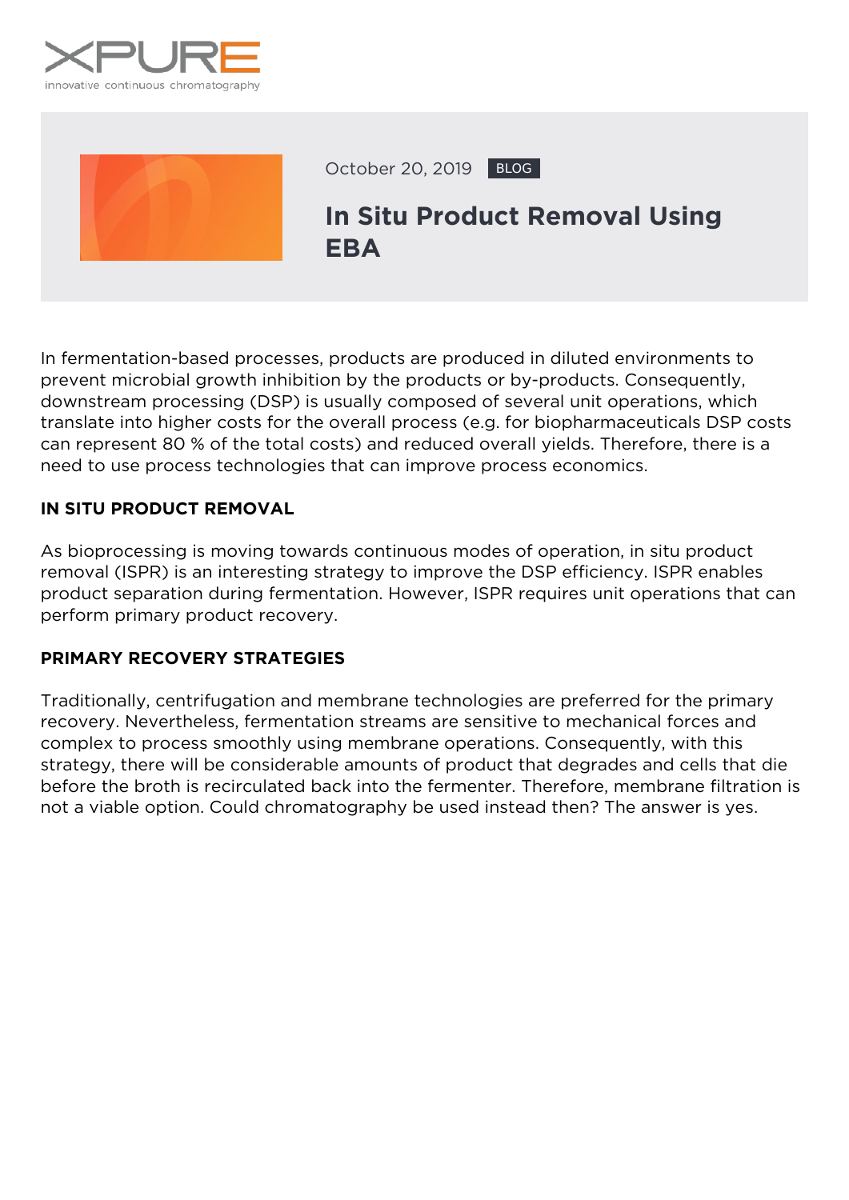XPURE
innovative continuous chromatography

October 20, 2019 BLOG

# In Situ Product Removal Using EBA

In fermentation-based processes, products are produced in diluted environments to prevent microbial growth inhibition by the products or by-products. Consequently, downstream processing (DSP) is usually composed of several unit operations, which translate into higher costs for the overall process (e.g. for biopharmaceuticals DSP costs can represent 80 % of the total costs) and reduced overall yields. Therefore, there is a need to use process technologies that can improve process economics.

## IN SITU PRODUCT REMOVAL

As bioprocessing is moving towards continuous modes of operation, in situ product removal (ISPR) is an interesting strategy to improve the DSP efficiency. ISPR enables product separation during fermentation. However, ISPR requires unit operations that can perform primary product recovery.

## PRIMARY RECOVERY STRATEGIES

Traditionally, centrifugation and membrane technologies are preferred for the primary recovery. Nevertheless, fermentation streams are sensitive to mechanical forces and complex to process smoothly using membrane operations. Consequently, with this strategy, there will be considerable amounts of product that degrades and cells that die before the broth is recirculated back into the fermenter. Therefore, membrane filtration is not a viable option. Could chromatography be used instead then? The answer is yes.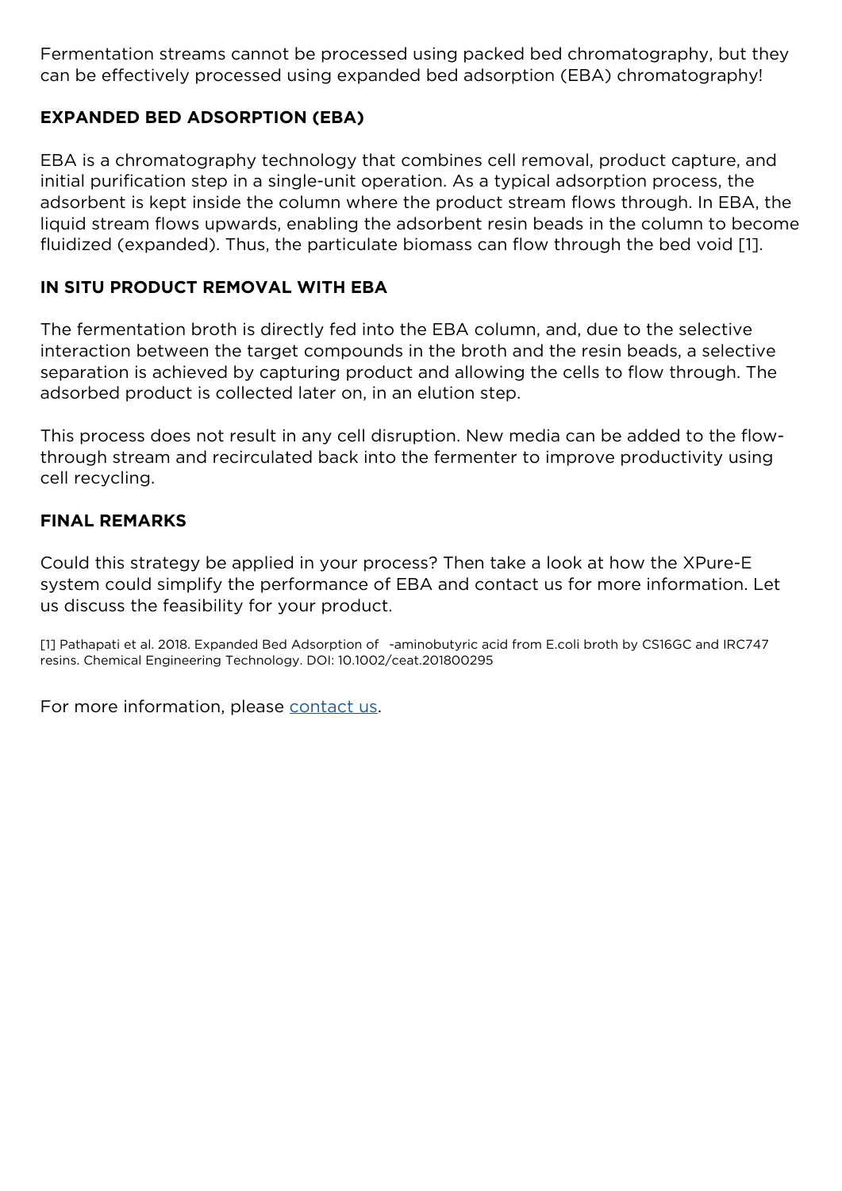Fermentation streams cannot be processed using packed bed chromatography, but they can be effectively processed using expanded bed adsorption (EBA) chromatography!

## EXPANDED BED ADSORPTION (EBA)

EBA is a chromatography technology that combines cell removal, product capture, and initial purification step in a single-unit operation. As a typical adsorption process, the adsorbent is kept inside the column where the product stream flows through. In EBA, the liquid stream flows upwards, enabling the adsorbent resin beads in the column to become fluidized (expanded). Thus, the particulate biomass can flow through the bed void [1].

## IN SITU PRODUCT REMOVAL WITH EBA

The fermentation broth is directly fed into the EBA column, and, due to the selective interaction between the target compounds in the broth and the resin beads, a selective separation is achieved by capturing product and allowing the cells to flow through. The adsorbed product is collected later on, in an elution step.

This process does not result in any cell disruption. New media can be added to the flow-through stream and recirculated back into the fermenter to improve productivity using cell recycling.

## FINAL REMARKS

Could this strategy be applied in your process? Then take a look at how the XPure-E system could simplify the performance of EBA and contact us for more information. Let us discuss the feasibility for your product.

[1] Pathapati et al. 2018. Expanded Bed Adsorption of -aminobutyric acid from E.coli broth by CS16GC and IRC747 resins. Chemical Engineering Technology. DOI: 10.1002/ceat.201800295

For more information, please contact us.